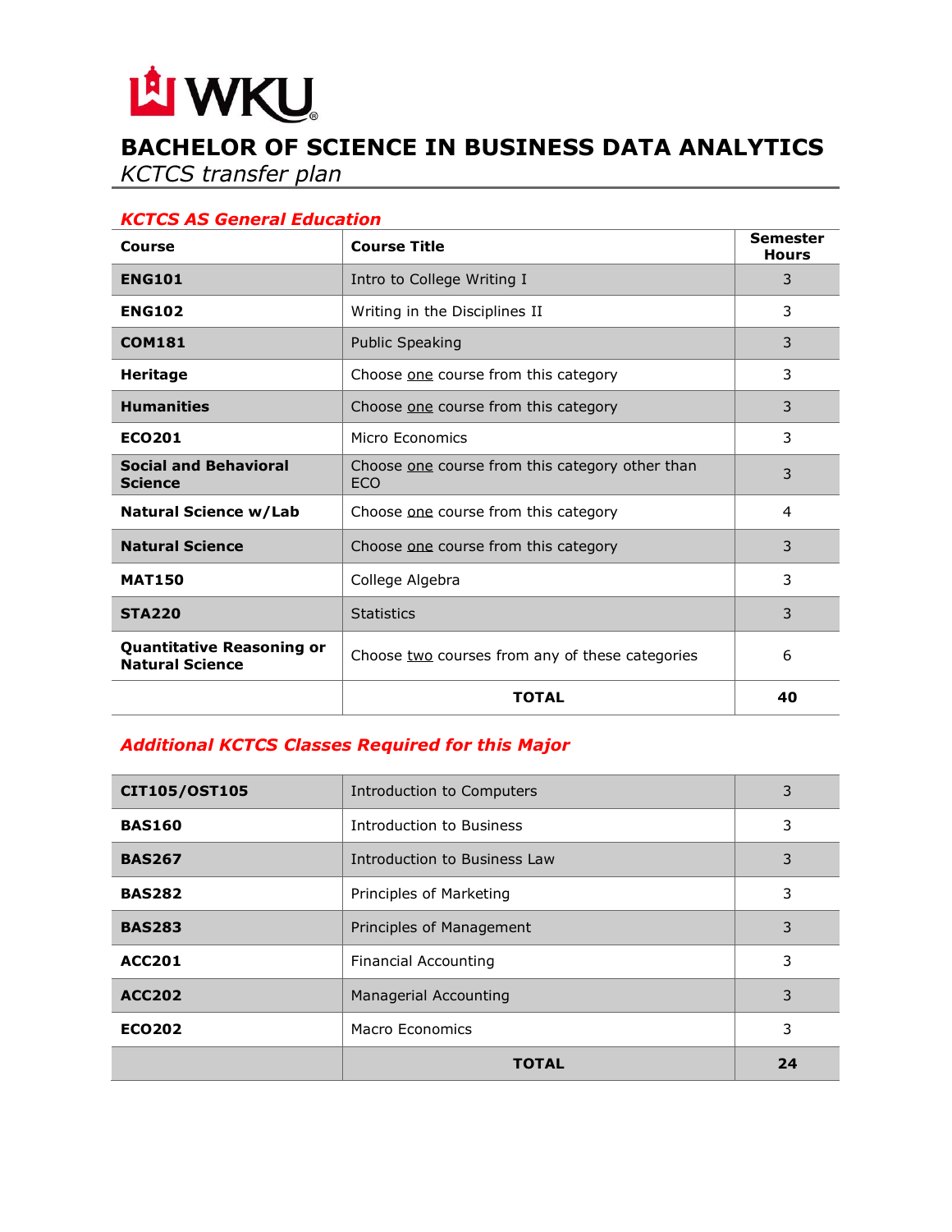WKU

# BACHELOR OF SCIENCE IN BUSINESS DATA ANALYTICS

*KCTCS transfer plan*

## *KCTCS AS General Education*

| Course | Course Title | Semester Hours |
|---|---|---|
| **ENG101** | Intro to College Writing I | 3 |
| **ENG102** | Writing in the Disciplines II | 3 |
| **COM181** | Public Speaking | 3 |
| **Heritage** | Choose one course from this category | 3 |
| **Humanities** | Choose one course from this category | 3 |
| **ECO201** | Micro Economics | 3 |
| **Social and Behavioral Science** | Choose one course from this category other than ECO | 3 |
| **Natural Science w/Lab** | Choose one course from this category | 4 |
| **Natural Science** | Choose one course from this category | 3 |
| **MAT150** | College Algebra | 3 |
| **STA220** | Statistics | 3 |
| **Quantitative Reasoning or Natural Science** | Choose two courses from any of these categories | 6 |
| | **TOTAL** | **40** |

## *Additional KCTCS Classes Required for this Major*

| Course | Course Title | Semester Hours |
|---|---|---|
| **CIT105/OST105** | Introduction to Computers | 3 |
| **BAS160** | Introduction to Business | 3 |
| **BAS267** | Introduction to Business Law | 3 |
| **BAS282** | Principles of Marketing | 3 |
| **BAS283** | Principles of Management | 3 |
| **ACC201** | Financial Accounting | 3 |
| **ACC202** | Managerial Accounting | 3 |
| **ECO202** | Macro Economics | 3 |
| | **TOTAL** | **24** |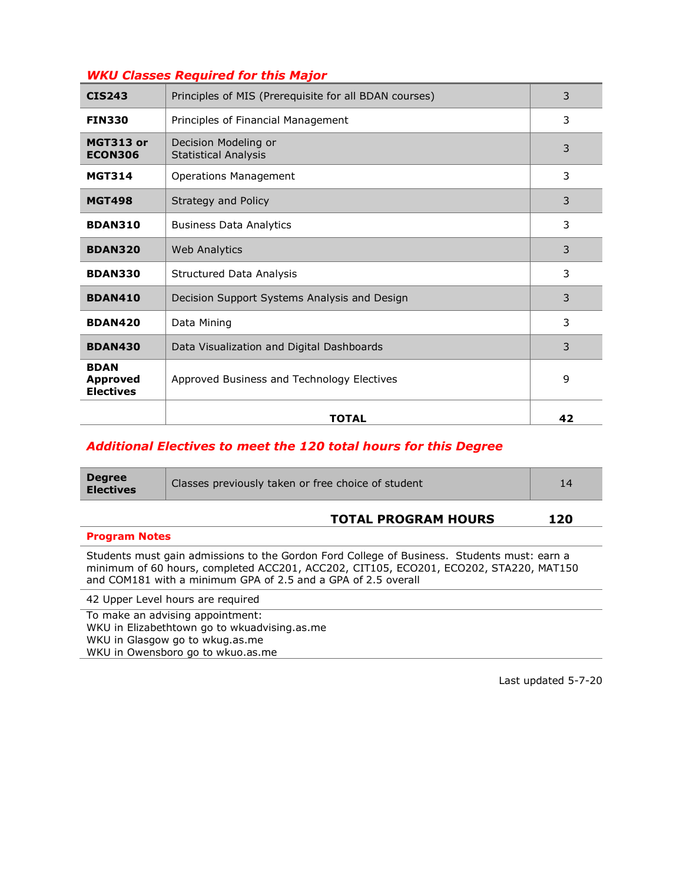## *WKU Classes Required for this Major*

| | | |
|---|---|---|
| **CIS243** | Principles of MIS (Prerequisite for all BDAN courses) | 3 |
| **FIN330** | Principles of Financial Management | 3 |
| **MGT313 or ECON306** | Decision Modeling or Statistical Analysis | 3 |
| **MGT314** | Operations Management | 3 |
| **MGT498** | Strategy and Policy | 3 |
| **BDAN310** | Business Data Analytics | 3 |
| **BDAN320** | Web Analytics | 3 |
| **BDAN330** | Structured Data Analysis | 3 |
| **BDAN410** | Decision Support Systems Analysis and Design | 3 |
| **BDAN420** | Data Mining | 3 |
| **BDAN430** | Data Visualization and Digital Dashboards | 3 |
| **BDAN Approved Electives** | Approved Business and Technology Electives | 9 |
| | **TOTAL** | **42** |

## *Additional Electives to meet the 120 total hours for this Degree*

| | | |
|---|---|---|
| **Degree Electives** | Classes previously taken or free choice of student | 14 |

**TOTAL PROGRAM HOURS 120**

**Program Notes**

Students must gain admissions to the Gordon Ford College of Business. Students must: earn a minimum of 60 hours, completed ACC201, ACC202, CIT105, ECO201, ECO202, STA220, MAT150 and COM181 with a minimum GPA of 2.5 and a GPA of 2.5 overall

42 Upper Level hours are required

To make an advising appointment:
WKU in Elizabethtown go to wkuadvising.as.me
WKU in Glasgow go to wkug.as.me
WKU in Owensboro go to wkuo.as.me

Last updated 5-7-20